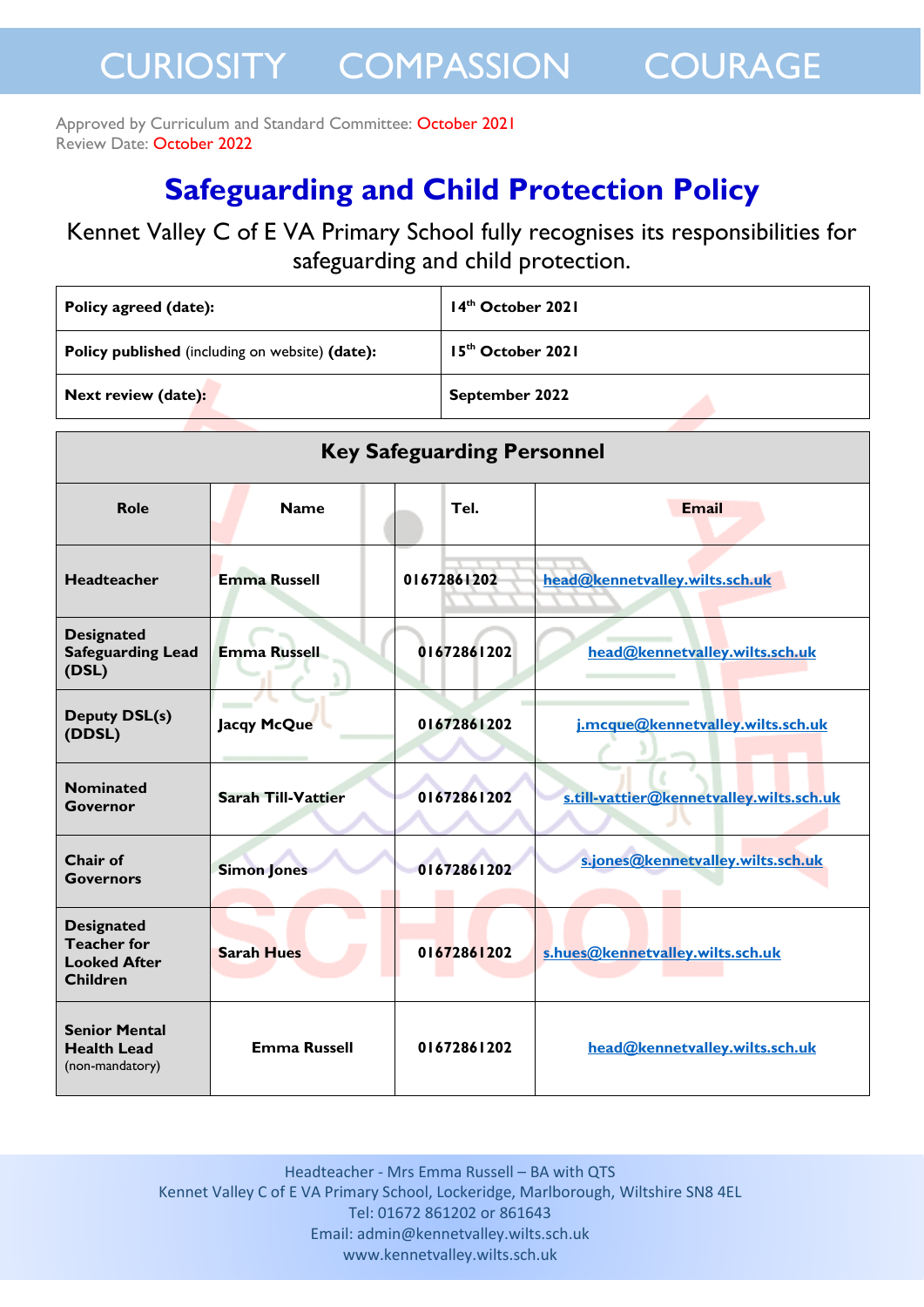CURIOSITY    COMPASSION    COURAGE

Approved by Curriculum and Standard Committee: October 2021
Review Date: October 2022

# Safeguarding and Child Protection Policy

Kennet Valley C of E VA Primary School fully recognises its responsibilities for safeguarding and child protection.

| | |
|---|---|
| **Policy agreed (date):** | **14th October 2021** |
| **Policy published** (including on website) **(date):** | **15th October 2021** |
| **Next review (date):** | **September 2022** |

| Key Safeguarding Personnel | | | |
|---|---|---|---|
| **Role** | **Name** | **Tel.** | **Email** |
| **Headteacher** | **Emma Russell** | **01672861202** | head@kennetvalley.wilts.sch.uk |
| **Designated Safeguarding Lead (DSL)** | **Emma Russell** | **01672861202** | head@kennetvalley.wilts.sch.uk |
| **Deputy DSL(s) (DDSL)** | **Jacqy McQue** | **01672861202** | j.mcque@kennetvalley.wilts.sch.uk |
| **Nominated Governor** | **Sarah Till-Vattier** | **01672861202** | s.till-vattier@kennetvalley.wilts.sch.uk |
| **Chair of Governors** | **Simon Jones** | **01672861202** | s.jones@kennetvalley.wilts.sch.uk |
| **Designated Teacher for Looked After Children** | **Sarah Hues** | **01672861202** | s.hues@kennetvalley.wilts.sch.uk |
| **Senior Mental Health Lead** (non-mandatory) | **Emma Russell** | **01672861202** | head@kennetvalley.wilts.sch.uk |

Headteacher - Mrs Emma Russell – BA with QTS
Kennet Valley C of E VA Primary School, Lockeridge, Marlborough, Wiltshire SN8 4EL
Tel: 01672 861202 or 861643
Email: admin@kennetvalley.wilts.sch.uk
www.kennetvalley.wilts.sch.uk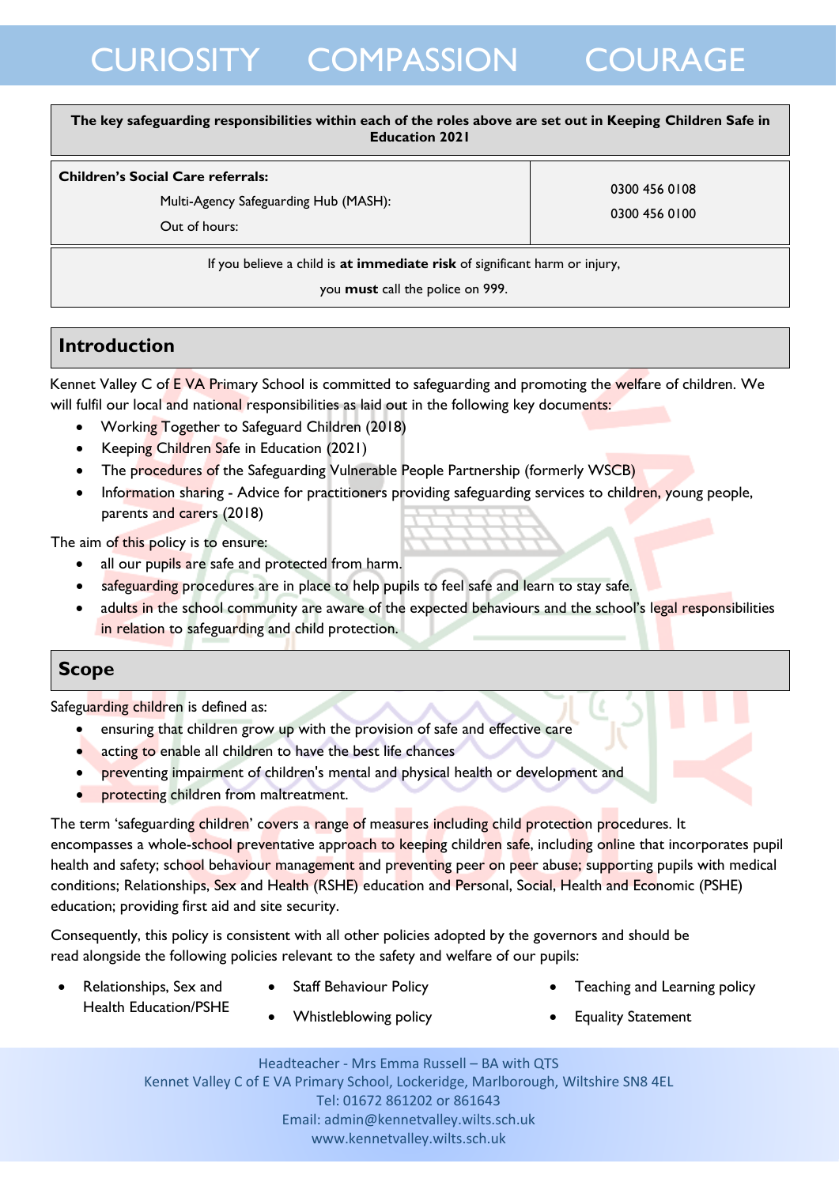**The key safeguarding responsibilities within each of the roles above are set out in Keeping Children Safe in Education 2021**

| **Children's Social Care referrals:** | |
|---|---|
| Multi-Agency Safeguarding Hub (MASH): | 0300 456 0108 |
| Out of hours: | 0300 456 0100 |

If you believe a child is **at immediate risk** of significant harm or injury, you **must** call the police on 999.

## Introduction

Kennet Valley C of E VA Primary School is committed to safeguarding and promoting the welfare of children. We will fulfil our local and national responsibilities as laid out in the following key documents:

- Working Together to Safeguard Children (2018)
- Keeping Children Safe in Education (2021)
- The procedures of the Safeguarding Vulnerable People Partnership (formerly WSCB)
- Information sharing - Advice for practitioners providing safeguarding services to children, young people, parents and carers (2018)

The aim of this policy is to ensure:

- all our pupils are safe and protected from harm.
- safeguarding procedures are in place to help pupils to feel safe and learn to stay safe.
- adults in the school community are aware of the expected behaviours and the school's legal responsibilities in relation to safeguarding and child protection.

## Scope

Safeguarding children is defined as:

- ensuring that children grow up with the provision of safe and effective care
- acting to enable all children to have the best life chances
- preventing impairment of children's mental and physical health or development and
- protecting children from maltreatment.

The term 'safeguarding children' covers a range of measures including child protection procedures. It encompasses a whole-school preventative approach to keeping children safe, including online that incorporates pupil health and safety; school behaviour management and preventing peer on peer abuse; supporting pupils with medical conditions; Relationships, Sex and Health (RSHE) education and Personal, Social, Health and Economic (PSHE) education; providing first aid and site security.

Consequently, this policy is consistent with all other policies adopted by the governors and should be read alongside the following policies relevant to the safety and welfare of our pupils:

- Relationships, Sex and Health Education/PSHE
- Staff Behaviour Policy
- Whistleblowing policy
- Teaching and Learning policy
- Equality Statement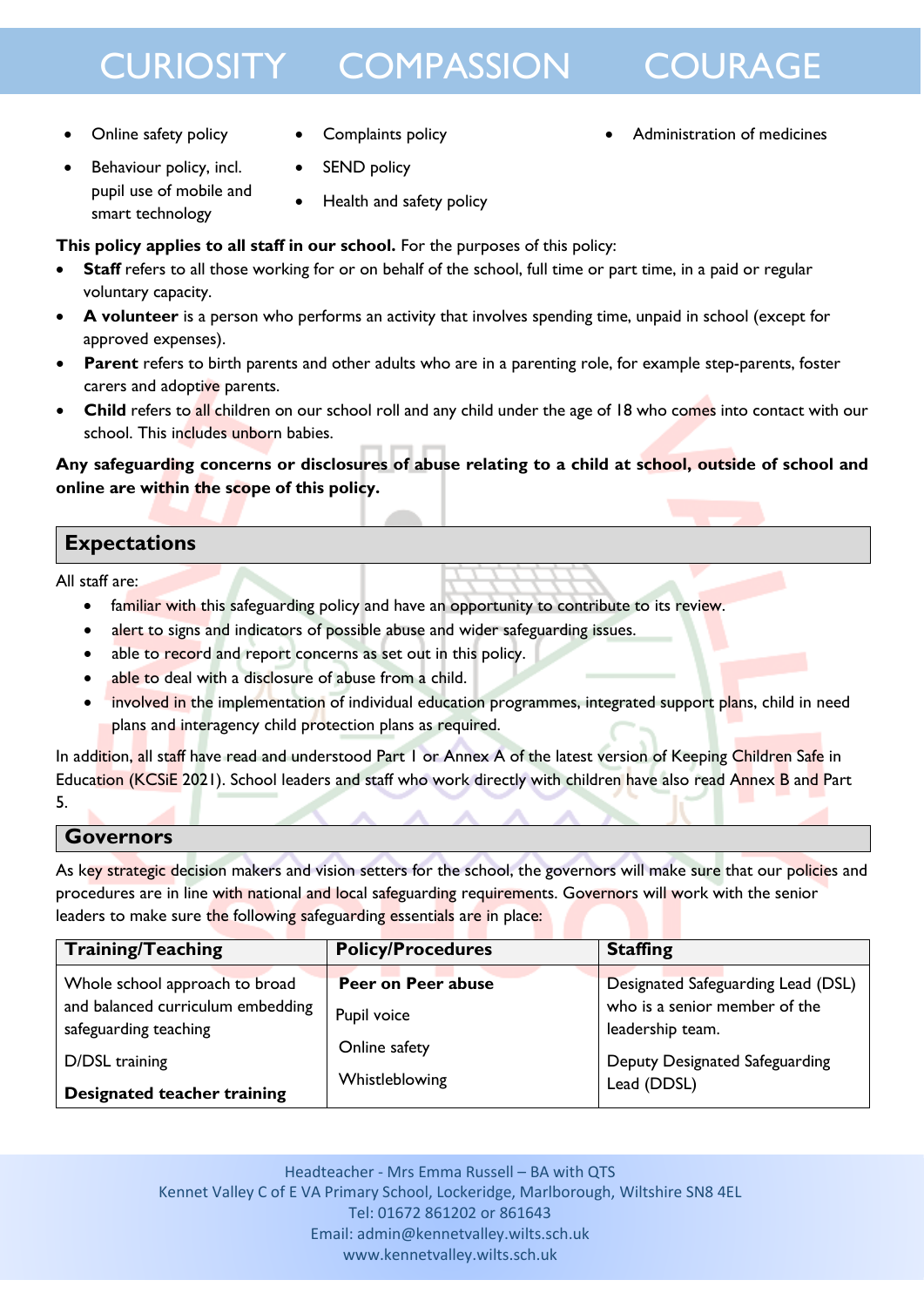- Online safety policy
- Behaviour policy, incl. pupil use of mobile and smart technology
- Complaints policy
- SEND policy
- Health and safety policy
- Administration of medicines

**This policy applies to all staff in our school.** For the purposes of this policy:

- **Staff** refers to all those working for or on behalf of the school, full time or part time, in a paid or regular voluntary capacity.
- **A volunteer** is a person who performs an activity that involves spending time, unpaid in school (except for approved expenses).
- **Parent** refers to birth parents and other adults who are in a parenting role, for example step-parents, foster carers and adoptive parents.
- **Child** refers to all children on our school roll and any child under the age of 18 who comes into contact with our school. This includes unborn babies.

**Any safeguarding concerns or disclosures of abuse relating to a child at school, outside of school and online are within the scope of this policy.**

## Expectations

All staff are:

- familiar with this safeguarding policy and have an opportunity to contribute to its review.
- alert to signs and indicators of possible abuse and wider safeguarding issues.
- able to record and report concerns as set out in this policy.
- able to deal with a disclosure of abuse from a child.
- involved in the implementation of individual education programmes, integrated support plans, child in need plans and interagency child protection plans as required.

In addition, all staff have read and understood Part 1 or Annex A of the latest version of Keeping Children Safe in Education (KCSiE 2021). School leaders and staff who work directly with children have also read Annex B and Part 5.

## Governors

As key strategic decision makers and vision setters for the school, the governors will make sure that our policies and procedures are in line with national and local safeguarding requirements. Governors will work with the senior leaders to make sure the following safeguarding essentials are in place:

| Training/Teaching | Policy/Procedures | Staffing |
|---|---|---|
| Whole school approach to broad and balanced curriculum embedding safeguarding teaching<br><br>D/DSL training<br><br>**Designated teacher training** | **Peer on Peer abuse**<br><br>Pupil voice<br><br>Online safety<br><br>Whistleblowing | Designated Safeguarding Lead (DSL) who is a senior member of the leadership team.<br><br>Deputy Designated Safeguarding Lead (DDSL) |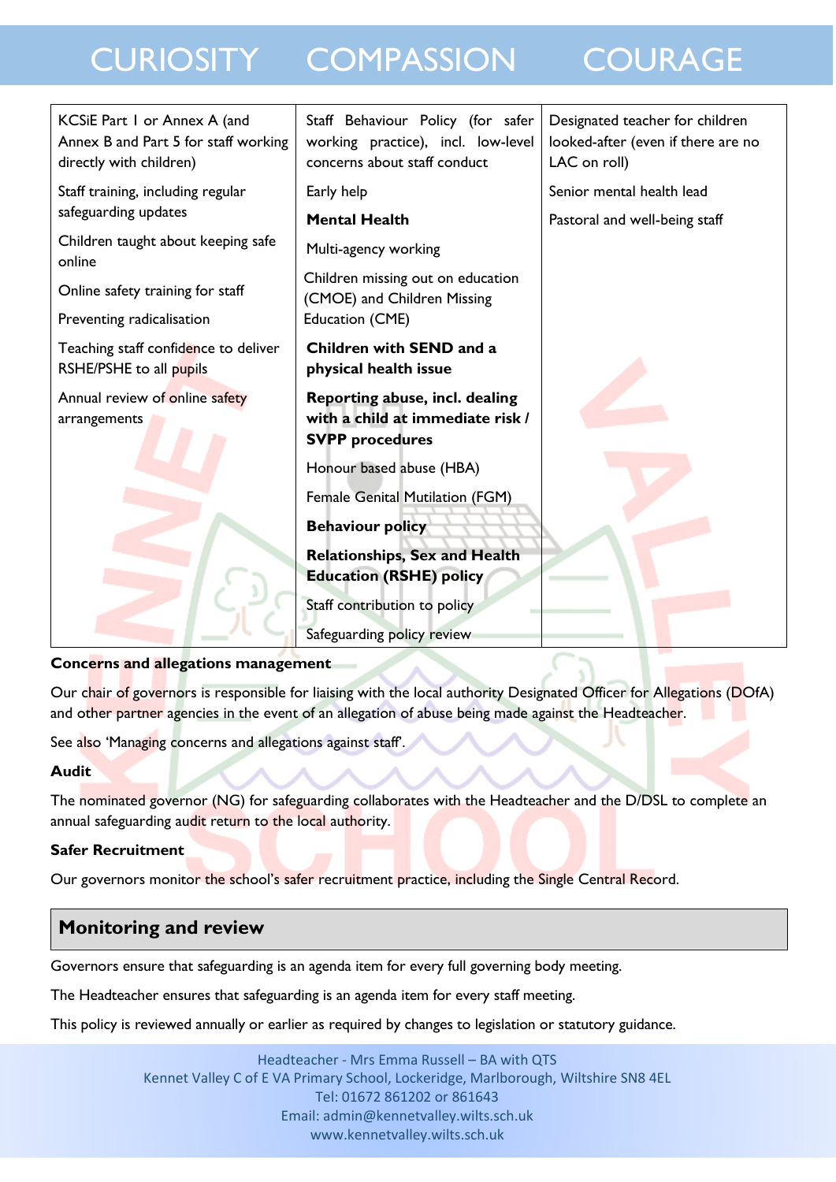| KCSiE Part I or Annex A (and Annex B and Part 5 for staff working directly with children)<br>Staff training, including regular safeguarding updates<br>Children taught about keeping safe online<br>Online safety training for staff<br>Preventing radicalisation<br>Teaching staff confidence to deliver RSHE/PSHE to all pupils<br>Annual review of online safety arrangements | Staff Behaviour Policy (for safer working practice), incl. low-level concerns about staff conduct<br>Early help<br>**Mental Health**<br>Multi-agency working<br>Children missing out on education (CMOE) and Children Missing Education (CME)<br>**Children with SEND and a physical health issue**<br>**Reporting abuse, incl. dealing with a child at immediate risk / SVPP procedures**<br>Honour based abuse (HBA)<br>Female Genital Mutilation (FGM)<br>**Behaviour policy**<br>**Relationships, Sex and Health Education (RSHE) policy**<br>Staff contribution to policy<br>Safeguarding policy review | Designated teacher for children looked-after (even if there are no LAC on roll)<br>Senior mental health lead<br>Pastoral and well-being staff |
|---|---|---|

**Concerns and allegations management**

Our chair of governors is responsible for liaising with the local authority Designated Officer for Allegations (DOfA) and other partner agencies in the event of an allegation of abuse being made against the Headteacher.

See also 'Managing concerns and allegations against staff'.

**Audit**

The nominated governor (NG) for safeguarding collaborates with the Headteacher and the D/DSL to complete an annual safeguarding audit return to the local authority.

**Safer Recruitment**

Our governors monitor the school's safer recruitment practice, including the Single Central Record.

## Monitoring and review

Governors ensure that safeguarding is an agenda item for every full governing body meeting.

The Headteacher ensures that safeguarding is an agenda item for every staff meeting.

This policy is reviewed annually or earlier as required by changes to legislation or statutory guidance.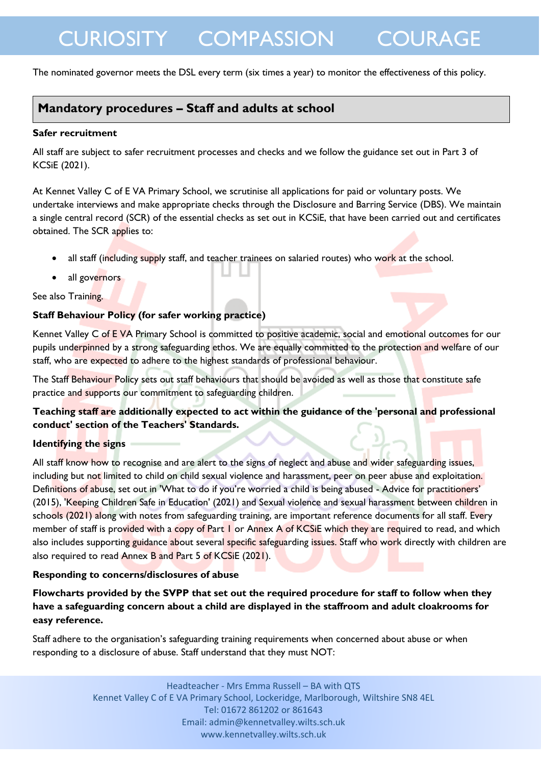The nominated governor meets the DSL every term (six times a year) to monitor the effectiveness of this policy.

## Mandatory procedures – Staff and adults at school

**Safer recruitment**

All staff are subject to safer recruitment processes and checks and we follow the guidance set out in Part 3 of KCSiE (2021).

At Kennet Valley C of E VA Primary School, we scrutinise all applications for paid or voluntary posts. We undertake interviews and make appropriate checks through the Disclosure and Barring Service (DBS). We maintain a single central record (SCR) of the essential checks as set out in KCSiE, that have been carried out and certificates obtained. The SCR applies to:

- all staff (including supply staff, and teacher trainees on salaried routes) who work at the school.
- all governors

See also Training.

**Staff Behaviour Policy (for safer working practice)**

Kennet Valley C of E VA Primary School is committed to positive academic, social and emotional outcomes for our pupils underpinned by a strong safeguarding ethos. We are equally committed to the protection and welfare of our staff, who are expected to adhere to the highest standards of professional behaviour.

The Staff Behaviour Policy sets out staff behaviours that should be avoided as well as those that constitute safe practice and supports our commitment to safeguarding children.

**Teaching staff are additionally expected to act within the guidance of the 'personal and professional conduct' section of the Teachers' Standards.**

**Identifying the signs**

All staff know how to recognise and are alert to the signs of neglect and abuse and wider safeguarding issues, including but not limited to child on child sexual violence and harassment, peer on peer abuse and exploitation. Definitions of abuse, set out in 'What to do if you're worried a child is being abused - Advice for practitioners' (2015), 'Keeping Children Safe in Education' (2021) and Sexual violence and sexual harassment between children in schools (2021) along with notes from safeguarding training, are important reference documents for all staff. Every member of staff is provided with a copy of Part 1 or Annex A of KCSiE which they are required to read, and which also includes supporting guidance about several specific safeguarding issues. Staff who work directly with children are also required to read Annex B and Part 5 of KCSiE (2021).

**Responding to concerns/disclosures of abuse**

**Flowcharts provided by the SVPP that set out the required procedure for staff to follow when they have a safeguarding concern about a child are displayed in the staffroom and adult cloakrooms for easy reference.**

Staff adhere to the organisation's safeguarding training requirements when concerned about abuse or when responding to a disclosure of abuse. Staff understand that they must NOT: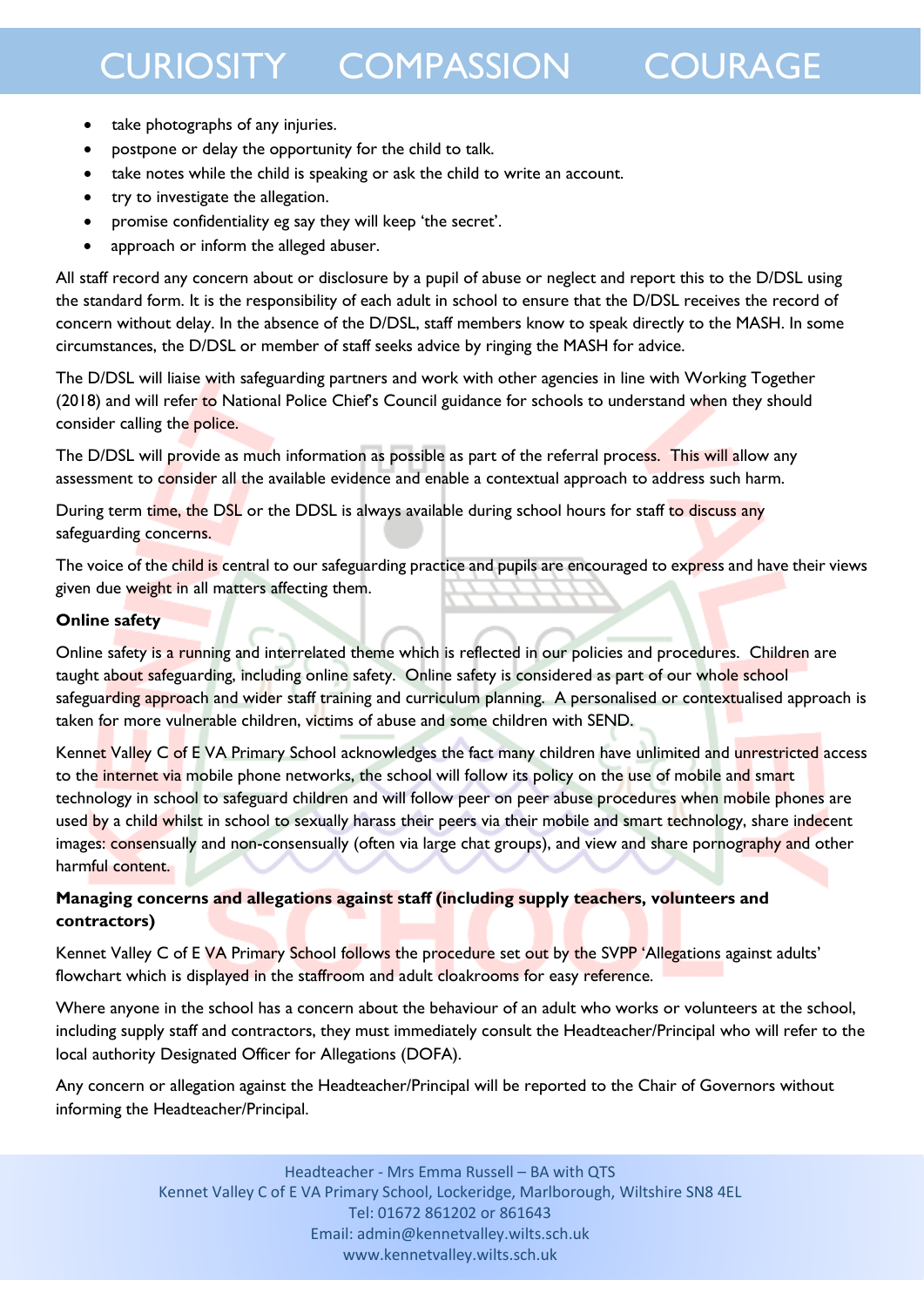- take photographs of any injuries.
- postpone or delay the opportunity for the child to talk.
- take notes while the child is speaking or ask the child to write an account.
- try to investigate the allegation.
- promise confidentiality eg say they will keep 'the secret'.
- approach or inform the alleged abuser.

All staff record any concern about or disclosure by a pupil of abuse or neglect and report this to the D/DSL using the standard form. It is the responsibility of each adult in school to ensure that the D/DSL receives the record of concern without delay. In the absence of the D/DSL, staff members know to speak directly to the MASH. In some circumstances, the D/DSL or member of staff seeks advice by ringing the MASH for advice.

The D/DSL will liaise with safeguarding partners and work with other agencies in line with Working Together (2018) and will refer to National Police Chief's Council guidance for schools to understand when they should consider calling the police.

The D/DSL will provide as much information as possible as part of the referral process. This will allow any assessment to consider all the available evidence and enable a contextual approach to address such harm.

During term time, the DSL or the DDSL is always available during school hours for staff to discuss any safeguarding concerns.

The voice of the child is central to our safeguarding practice and pupils are encouraged to express and have their views given due weight in all matters affecting them.

**Online safety**

Online safety is a running and interrelated theme which is reflected in our policies and procedures. Children are taught about safeguarding, including online safety. Online safety is considered as part of our whole school safeguarding approach and wider staff training and curriculum planning. A personalised or contextualised approach is taken for more vulnerable children, victims of abuse and some children with SEND.

Kennet Valley C of E VA Primary School acknowledges the fact many children have unlimited and unrestricted access to the internet via mobile phone networks, the school will follow its policy on the use of mobile and smart technology in school to safeguard children and will follow peer on peer abuse procedures when mobile phones are used by a child whilst in school to sexually harass their peers via their mobile and smart technology, share indecent images: consensually and non-consensually (often via large chat groups), and view and share pornography and other harmful content.

**Managing concerns and allegations against staff (including supply teachers, volunteers and contractors)**

Kennet Valley C of E VA Primary School follows the procedure set out by the SVPP 'Allegations against adults' flowchart which is displayed in the staffroom and adult cloakrooms for easy reference.

Where anyone in the school has a concern about the behaviour of an adult who works or volunteers at the school, including supply staff and contractors, they must immediately consult the Headteacher/Principal who will refer to the local authority Designated Officer for Allegations (DOFA).

Any concern or allegation against the Headteacher/Principal will be reported to the Chair of Governors without informing the Headteacher/Principal.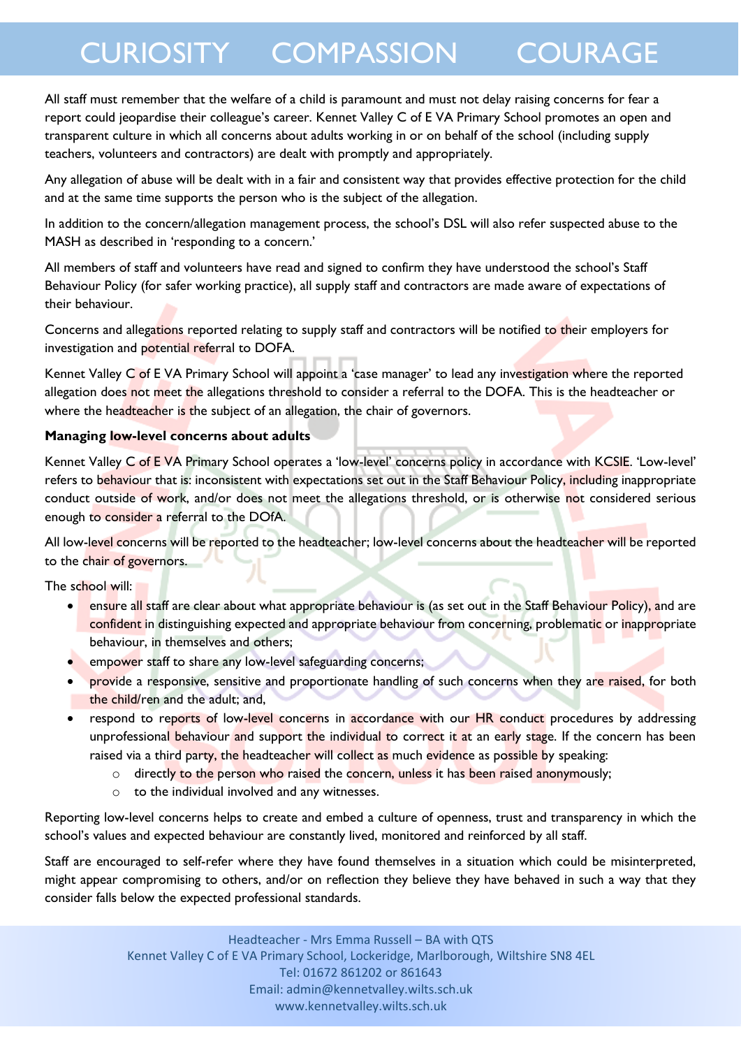All staff must remember that the welfare of a child is paramount and must not delay raising concerns for fear a report could jeopardise their colleague's career. Kennet Valley C of E VA Primary School promotes an open and transparent culture in which all concerns about adults working in or on behalf of the school (including supply teachers, volunteers and contractors) are dealt with promptly and appropriately.

Any allegation of abuse will be dealt with in a fair and consistent way that provides effective protection for the child and at the same time supports the person who is the subject of the allegation.

In addition to the concern/allegation management process, the school's DSL will also refer suspected abuse to the MASH as described in 'responding to a concern.'

All members of staff and volunteers have read and signed to confirm they have understood the school's Staff Behaviour Policy (for safer working practice), all supply staff and contractors are made aware of expectations of their behaviour.

Concerns and allegations reported relating to supply staff and contractors will be notified to their employers for investigation and potential referral to DOFA.

Kennet Valley C of E VA Primary School will appoint a 'case manager' to lead any investigation where the reported allegation does not meet the allegations threshold to consider a referral to the DOFA. This is the headteacher or where the headteacher is the subject of an allegation, the chair of governors.

**Managing low-level concerns about adults**

Kennet Valley C of E VA Primary School operates a 'low-level' concerns policy in accordance with KCSIE. 'Low-level' refers to behaviour that is: inconsistent with expectations set out in the Staff Behaviour Policy, including inappropriate conduct outside of work, and/or does not meet the allegations threshold, or is otherwise not considered serious enough to consider a referral to the DOfA.

All low-level concerns will be reported to the headteacher; low-level concerns about the headteacher will be reported to the chair of governors.

The school will:

- ensure all staff are clear about what appropriate behaviour is (as set out in the Staff Behaviour Policy), and are confident in distinguishing expected and appropriate behaviour from concerning, problematic or inappropriate behaviour, in themselves and others;
- empower staff to share any low-level safeguarding concerns;
- provide a responsive, sensitive and proportionate handling of such concerns when they are raised, for both the child/ren and the adult; and,
- respond to reports of low-level concerns in accordance with our HR conduct procedures by addressing unprofessional behaviour and support the individual to correct it at an early stage. If the concern has been raised via a third party, the headteacher will collect as much evidence as possible by speaking:
    - directly to the person who raised the concern, unless it has been raised anonymously;
    - to the individual involved and any witnesses.

Reporting low-level concerns helps to create and embed a culture of openness, trust and transparency in which the school's values and expected behaviour are constantly lived, monitored and reinforced by all staff.

Staff are encouraged to self-refer where they have found themselves in a situation which could be misinterpreted, might appear compromising to others, and/or on reflection they believe they have behaved in such a way that they consider falls below the expected professional standards.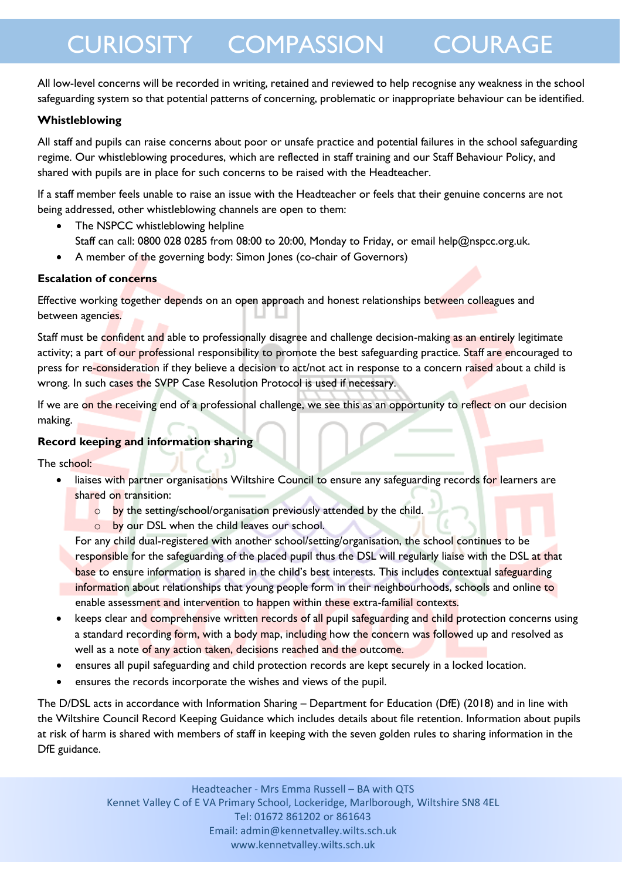All low-level concerns will be recorded in writing, retained and reviewed to help recognise any weakness in the school safeguarding system so that potential patterns of concerning, problematic or inappropriate behaviour can be identified.

**Whistleblowing**

All staff and pupils can raise concerns about poor or unsafe practice and potential failures in the school safeguarding regime. Our whistleblowing procedures, which are reflected in staff training and our Staff Behaviour Policy, and shared with pupils are in place for such concerns to be raised with the Headteacher.

If a staff member feels unable to raise an issue with the Headteacher or feels that their genuine concerns are not being addressed, other whistleblowing channels are open to them:

- The NSPCC whistleblowing helpline
  Staff can call: 0800 028 0285 from 08:00 to 20:00, Monday to Friday, or email help@nspcc.org.uk.
- A member of the governing body: Simon Jones (co-chair of Governors)

**Escalation of concerns**

Effective working together depends on an open approach and honest relationships between colleagues and between agencies.

Staff must be confident and able to professionally disagree and challenge decision-making as an entirely legitimate activity; a part of our professional responsibility to promote the best safeguarding practice. Staff are encouraged to press for re-consideration if they believe a decision to act/not act in response to a concern raised about a child is wrong. In such cases the SVPP Case Resolution Protocol is used if necessary.

If we are on the receiving end of a professional challenge, we see this as an opportunity to reflect on our decision making.

**Record keeping and information sharing**

The school:

- liaises with partner organisations Wiltshire Council to ensure any safeguarding records for learners are shared on transition:
  - by the setting/school/organisation previously attended by the child.
  - by our DSL when the child leaves our school.

  For any child dual-registered with another school/setting/organisation, the school continues to be responsible for the safeguarding of the placed pupil thus the DSL will regularly liaise with the DSL at that base to ensure information is shared in the child's best interests. This includes contextual safeguarding information about relationships that young people form in their neighbourhoods, schools and online to enable assessment and intervention to happen within these extra-familial contexts.
- keeps clear and comprehensive written records of all pupil safeguarding and child protection concerns using a standard recording form, with a body map, including how the concern was followed up and resolved as well as a note of any action taken, decisions reached and the outcome.
- ensures all pupil safeguarding and child protection records are kept securely in a locked location.
- ensures the records incorporate the wishes and views of the pupil.

The D/DSL acts in accordance with Information Sharing – Department for Education (DfE) (2018) and in line with the Wiltshire Council Record Keeping Guidance which includes details about file retention. Information about pupils at risk of harm is shared with members of staff in keeping with the seven golden rules to sharing information in the DfE guidance.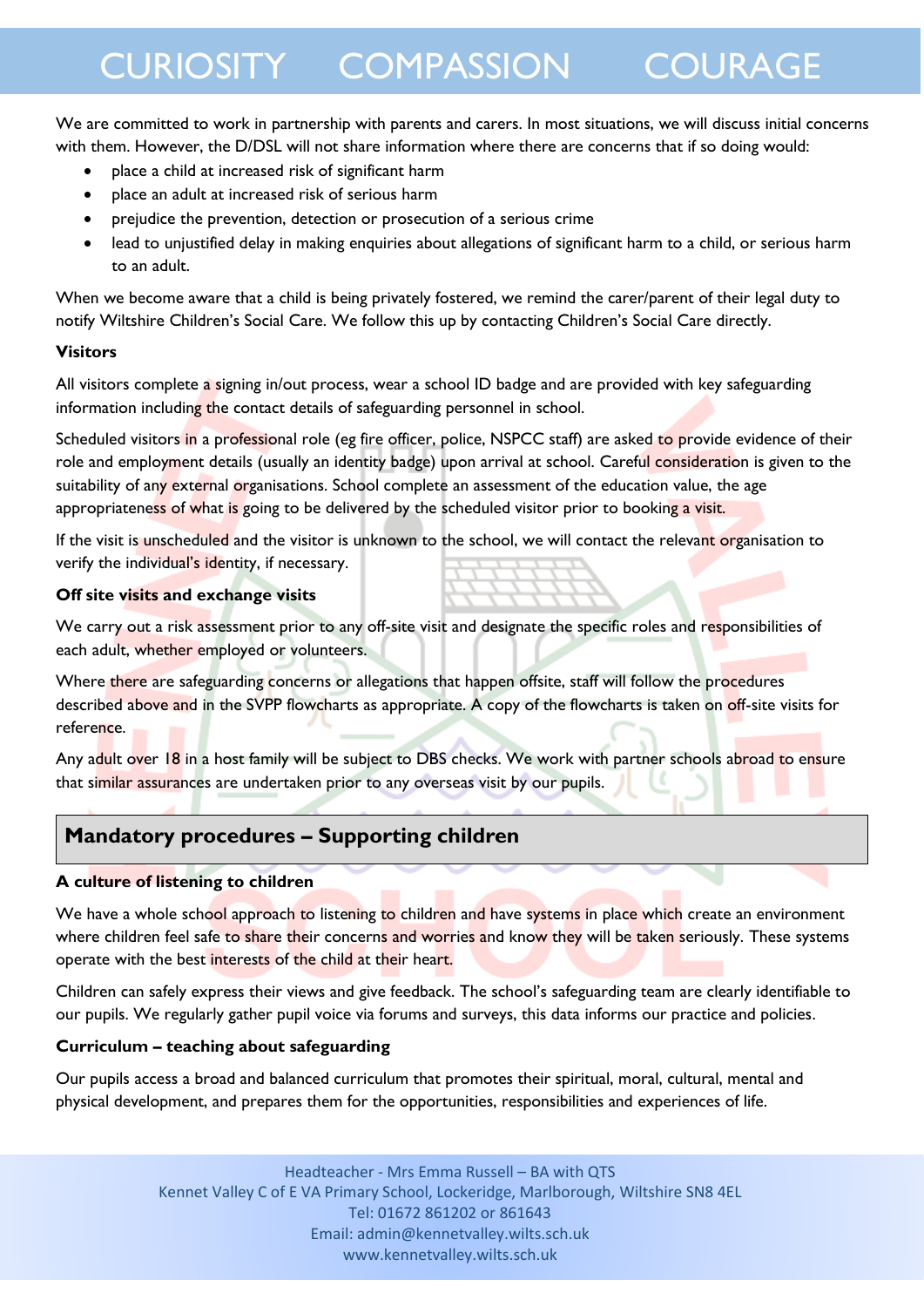We are committed to work in partnership with parents and carers. In most situations, we will discuss initial concerns with them. However, the D/DSL will not share information where there are concerns that if so doing would:

- place a child at increased risk of significant harm
- place an adult at increased risk of serious harm
- prejudice the prevention, detection or prosecution of a serious crime
- lead to unjustified delay in making enquiries about allegations of significant harm to a child, or serious harm to an adult.

When we become aware that a child is being privately fostered, we remind the carer/parent of their legal duty to notify Wiltshire Children's Social Care. We follow this up by contacting Children's Social Care directly.

**Visitors**

All visitors complete a signing in/out process, wear a school ID badge and are provided with key safeguarding information including the contact details of safeguarding personnel in school.

Scheduled visitors in a professional role (eg fire officer, police, NSPCC staff) are asked to provide evidence of their role and employment details (usually an identity badge) upon arrival at school. Careful consideration is given to the suitability of any external organisations. School complete an assessment of the education value, the age appropriateness of what is going to be delivered by the scheduled visitor prior to booking a visit.

If the visit is unscheduled and the visitor is unknown to the school, we will contact the relevant organisation to verify the individual's identity, if necessary.

**Off site visits and exchange visits**

We carry out a risk assessment prior to any off-site visit and designate the specific roles and responsibilities of each adult, whether employed or volunteers.

Where there are safeguarding concerns or allegations that happen offsite, staff will follow the procedures described above and in the SVPP flowcharts as appropriate. A copy of the flowcharts is taken on off-site visits for reference.

Any adult over 18 in a host family will be subject to DBS checks. We work with partner schools abroad to ensure that similar assurances are undertaken prior to any overseas visit by our pupils.

## Mandatory procedures – Supporting children

**A culture of listening to children**

We have a whole school approach to listening to children and have systems in place which create an environment where children feel safe to share their concerns and worries and know they will be taken seriously. These systems operate with the best interests of the child at their heart.

Children can safely express their views and give feedback. The school's safeguarding team are clearly identifiable to our pupils. We regularly gather pupil voice via forums and surveys, this data informs our practice and policies.

**Curriculum – teaching about safeguarding**

Our pupils access a broad and balanced curriculum that promotes their spiritual, moral, cultural, mental and physical development, and prepares them for the opportunities, responsibilities and experiences of life.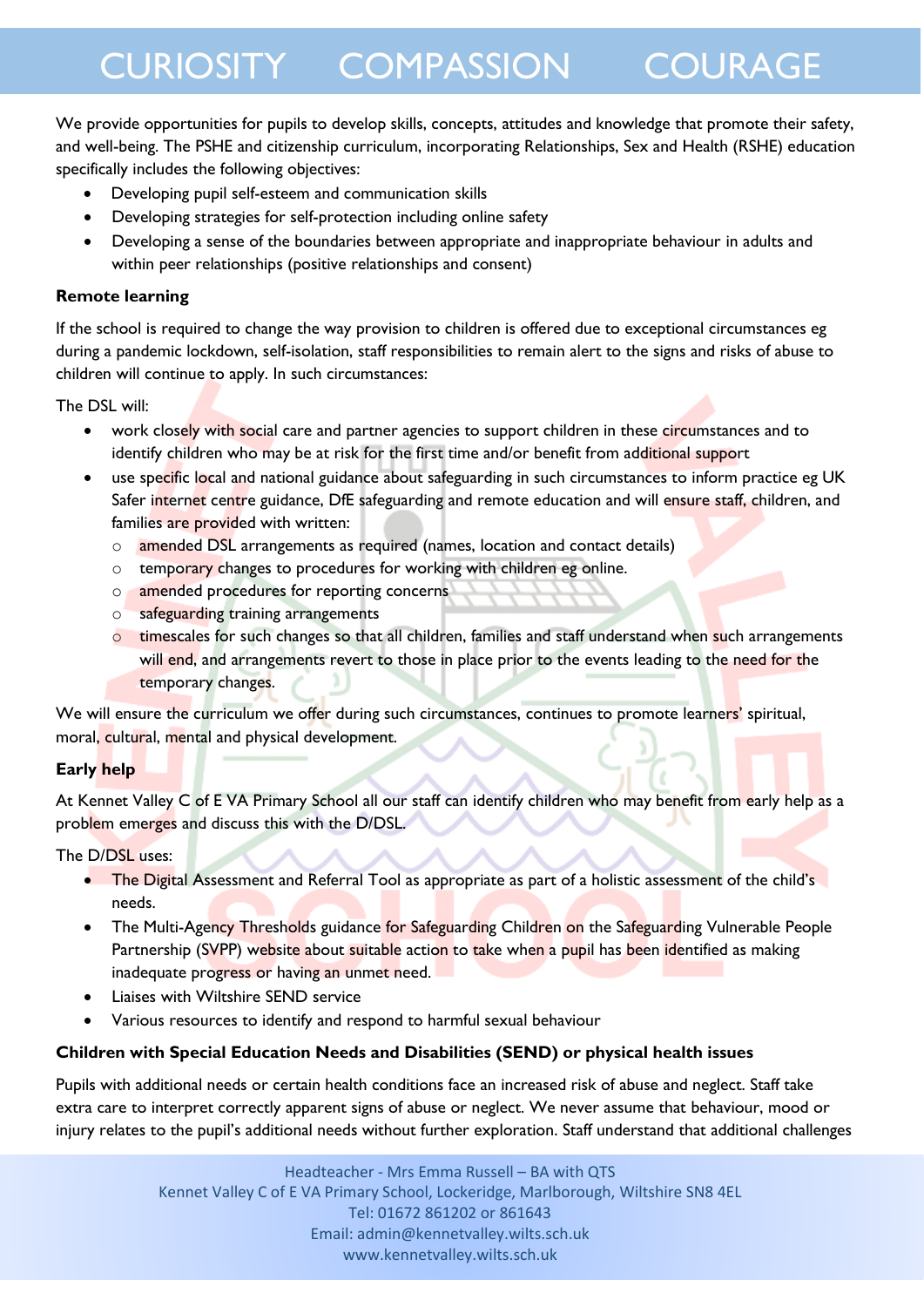We provide opportunities for pupils to develop skills, concepts, attitudes and knowledge that promote their safety, and well-being. The PSHE and citizenship curriculum, incorporating Relationships, Sex and Health (RSHE) education specifically includes the following objectives:

- Developing pupil self-esteem and communication skills
- Developing strategies for self-protection including online safety
- Developing a sense of the boundaries between appropriate and inappropriate behaviour in adults and within peer relationships (positive relationships and consent)

**Remote learning**

If the school is required to change the way provision to children is offered due to exceptional circumstances eg during a pandemic lockdown, self-isolation, staff responsibilities to remain alert to the signs and risks of abuse to children will continue to apply. In such circumstances:

The DSL will:

- work closely with social care and partner agencies to support children in these circumstances and to identify children who may be at risk for the first time and/or benefit from additional support
- use specific local and national guidance about safeguarding in such circumstances to inform practice eg UK Safer internet centre guidance, DfE safeguarding and remote education and will ensure staff, children, and families are provided with written:
  - amended DSL arrangements as required (names, location and contact details)
  - temporary changes to procedures for working with children eg online.
  - amended procedures for reporting concerns
  - safeguarding training arrangements
  - timescales for such changes so that all children, families and staff understand when such arrangements will end, and arrangements revert to those in place prior to the events leading to the need for the temporary changes.

We will ensure the curriculum we offer during such circumstances, continues to promote learners' spiritual, moral, cultural, mental and physical development.

**Early help**

At Kennet Valley C of E VA Primary School all our staff can identify children who may benefit from early help as a problem emerges and discuss this with the D/DSL.

The D/DSL uses:

- The Digital Assessment and Referral Tool as appropriate as part of a holistic assessment of the child's needs.
- The Multi-Agency Thresholds guidance for Safeguarding Children on the Safeguarding Vulnerable People Partnership (SVPP) website about suitable action to take when a pupil has been identified as making inadequate progress or having an unmet need.
- Liaises with Wiltshire SEND service
- Various resources to identify and respond to harmful sexual behaviour

**Children with Special Education Needs and Disabilities (SEND) or physical health issues**

Pupils with additional needs or certain health conditions face an increased risk of abuse and neglect. Staff take extra care to interpret correctly apparent signs of abuse or neglect. We never assume that behaviour, mood or injury relates to the pupil's additional needs without further exploration. Staff understand that additional challenges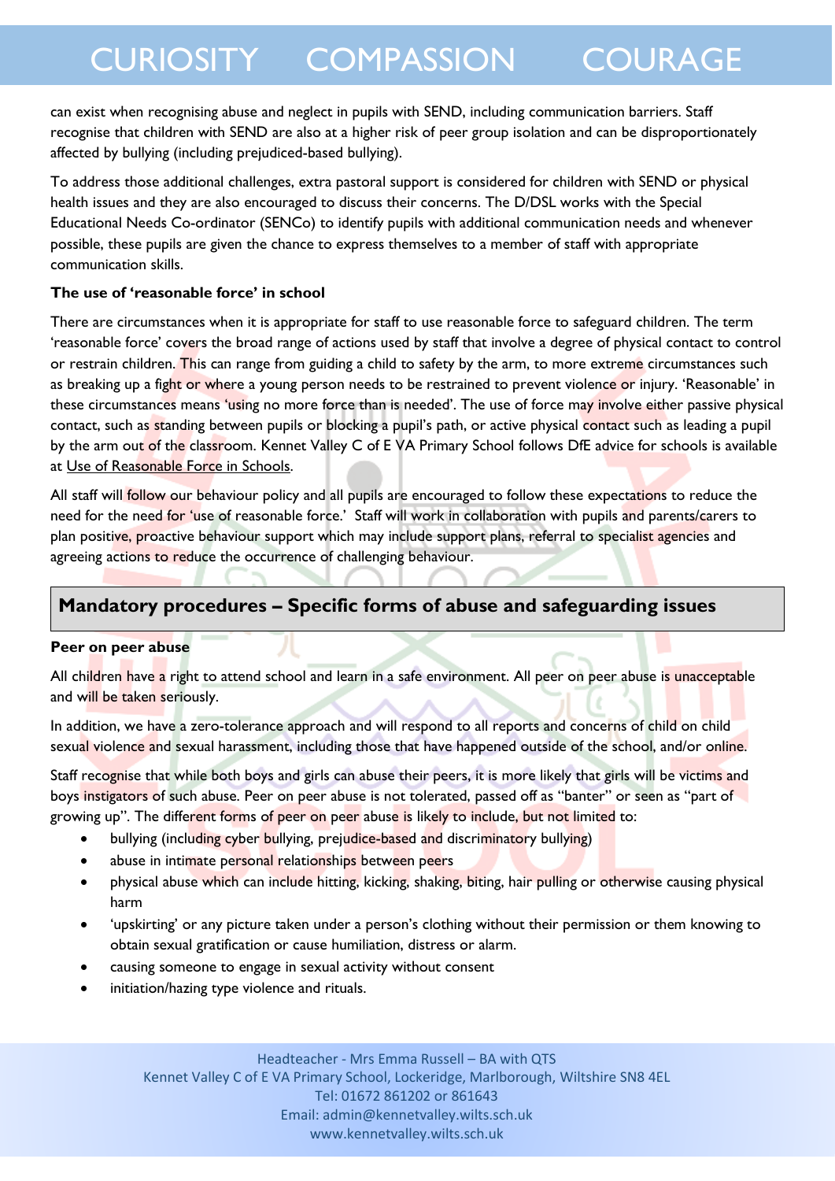can exist when recognising abuse and neglect in pupils with SEND, including communication barriers. Staff recognise that children with SEND are also at a higher risk of peer group isolation and can be disproportionately affected by bullying (including prejudiced-based bullying).

To address those additional challenges, extra pastoral support is considered for children with SEND or physical health issues and they are also encouraged to discuss their concerns. The D/DSL works with the Special Educational Needs Co-ordinator (SENCo) to identify pupils with additional communication needs and whenever possible, these pupils are given the chance to express themselves to a member of staff with appropriate communication skills.

**The use of 'reasonable force' in school**

There are circumstances when it is appropriate for staff to use reasonable force to safeguard children. The term 'reasonable force' covers the broad range of actions used by staff that involve a degree of physical contact to control or restrain children. This can range from guiding a child to safety by the arm, to more extreme circumstances such as breaking up a fight or where a young person needs to be restrained to prevent violence or injury. 'Reasonable' in these circumstances means 'using no more force than is needed'. The use of force may involve either passive physical contact, such as standing between pupils or blocking a pupil's path, or active physical contact such as leading a pupil by the arm out of the classroom. Kennet Valley C of E VA Primary School follows DfE advice for schools is available at Use of Reasonable Force in Schools.

All staff will follow our behaviour policy and all pupils are encouraged to follow these expectations to reduce the need for the need for 'use of reasonable force.' Staff will work in collaboration with pupils and parents/carers to plan positive, proactive behaviour support which may include support plans, referral to specialist agencies and agreeing actions to reduce the occurrence of challenging behaviour.

## Mandatory procedures – Specific forms of abuse and safeguarding issues

**Peer on peer abuse**

All children have a right to attend school and learn in a safe environment. All peer on peer abuse is unacceptable and will be taken seriously.

In addition, we have a zero-tolerance approach and will respond to all reports and concerns of child on child sexual violence and sexual harassment, including those that have happened outside of the school, and/or online.

Staff recognise that while both boys and girls can abuse their peers, it is more likely that girls will be victims and boys instigators of such abuse. Peer on peer abuse is not tolerated, passed off as "banter" or seen as "part of growing up". The different forms of peer on peer abuse is likely to include, but not limited to:

- bullying (including cyber bullying, prejudice-based and discriminatory bullying)
- abuse in intimate personal relationships between peers
- physical abuse which can include hitting, kicking, shaking, biting, hair pulling or otherwise causing physical harm
- 'upskirting' or any picture taken under a person's clothing without their permission or them knowing to obtain sexual gratification or cause humiliation, distress or alarm.
- causing someone to engage in sexual activity without consent
- initiation/hazing type violence and rituals.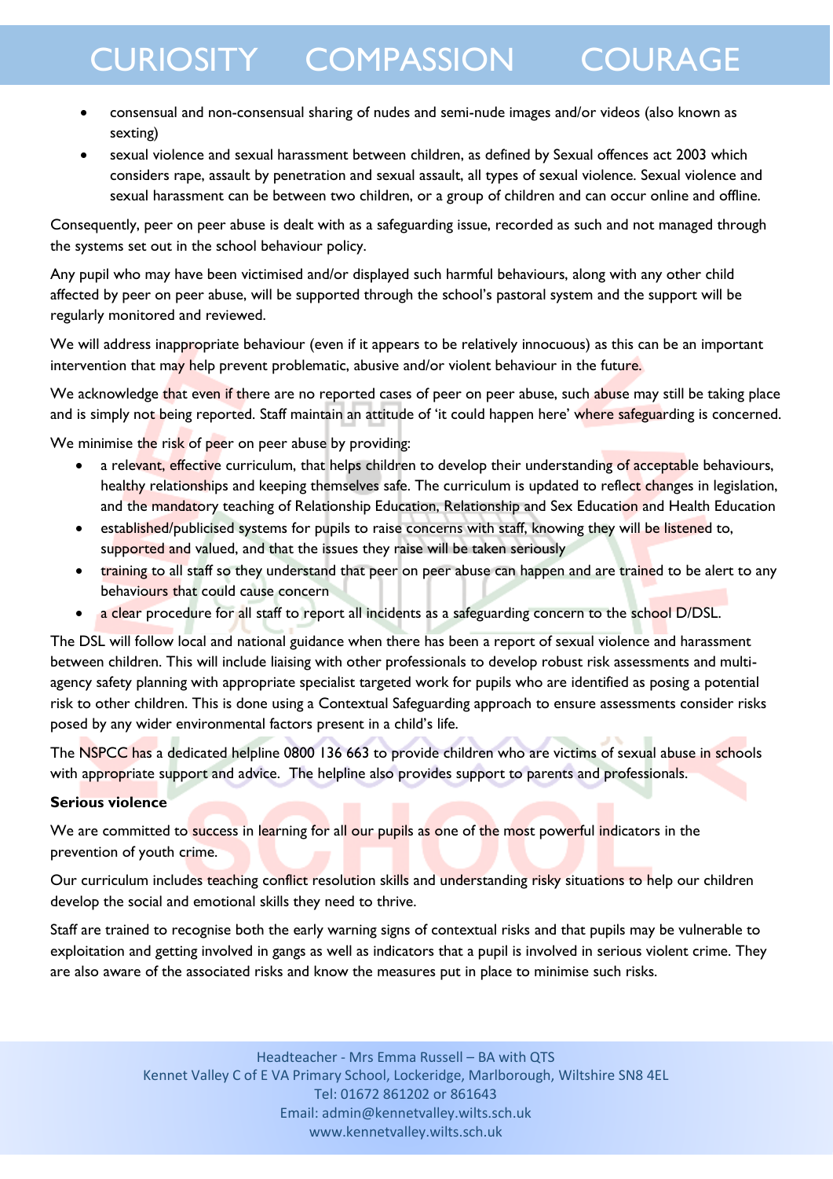- consensual and non-consensual sharing of nudes and semi-nude images and/or videos (also known as sexting)
- sexual violence and sexual harassment between children, as defined by Sexual offences act 2003 which considers rape, assault by penetration and sexual assault, all types of sexual violence. Sexual violence and sexual harassment can be between two children, or a group of children and can occur online and offline.

Consequently, peer on peer abuse is dealt with as a safeguarding issue, recorded as such and not managed through the systems set out in the school behaviour policy.

Any pupil who may have been victimised and/or displayed such harmful behaviours, along with any other child affected by peer on peer abuse, will be supported through the school's pastoral system and the support will be regularly monitored and reviewed.

We will address inappropriate behaviour (even if it appears to be relatively innocuous) as this can be an important intervention that may help prevent problematic, abusive and/or violent behaviour in the future.

We acknowledge that even if there are no reported cases of peer on peer abuse, such abuse may still be taking place and is simply not being reported. Staff maintain an attitude of 'it could happen here' where safeguarding is concerned.

We minimise the risk of peer on peer abuse by providing:

- a relevant, effective curriculum, that helps children to develop their understanding of acceptable behaviours, healthy relationships and keeping themselves safe. The curriculum is updated to reflect changes in legislation, and the mandatory teaching of Relationship Education, Relationship and Sex Education and Health Education
- established/publicised systems for pupils to raise concerns with staff, knowing they will be listened to, supported and valued, and that the issues they raise will be taken seriously
- training to all staff so they understand that peer on peer abuse can happen and are trained to be alert to any behaviours that could cause concern
- a clear procedure for all staff to report all incidents as a safeguarding concern to the school D/DSL.

The DSL will follow local and national guidance when there has been a report of sexual violence and harassment between children. This will include liaising with other professionals to develop robust risk assessments and multi-agency safety planning with appropriate specialist targeted work for pupils who are identified as posing a potential risk to other children. This is done using a Contextual Safeguarding approach to ensure assessments consider risks posed by any wider environmental factors present in a child's life.

The NSPCC has a dedicated helpline 0800 136 663 to provide children who are victims of sexual abuse in schools with appropriate support and advice. The helpline also provides support to parents and professionals.

**Serious violence**

We are committed to success in learning for all our pupils as one of the most powerful indicators in the prevention of youth crime.

Our curriculum includes teaching conflict resolution skills and understanding risky situations to help our children develop the social and emotional skills they need to thrive.

Staff are trained to recognise both the early warning signs of contextual risks and that pupils may be vulnerable to exploitation and getting involved in gangs as well as indicators that a pupil is involved in serious violent crime. They are also aware of the associated risks and know the measures put in place to minimise such risks.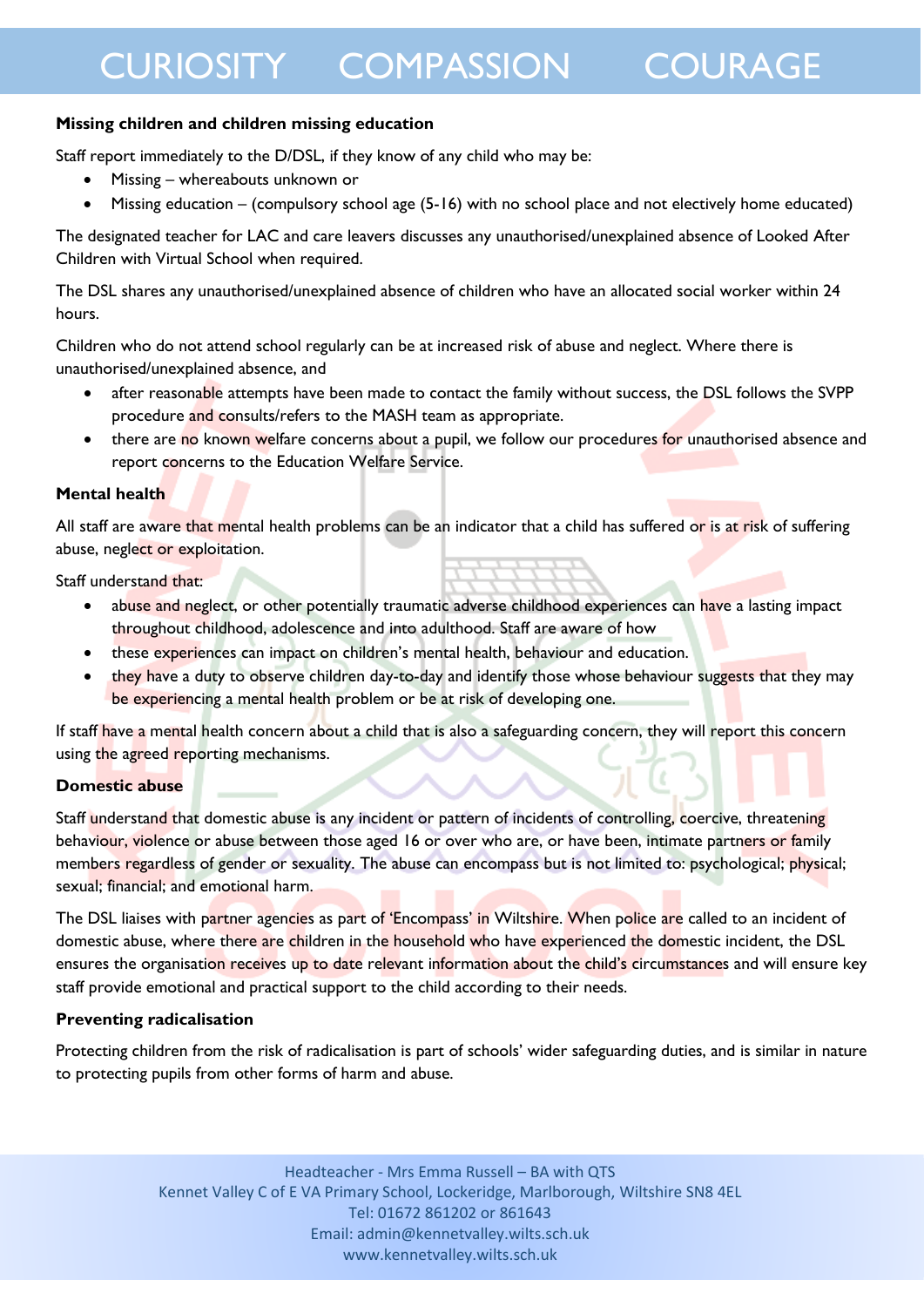**Missing children and children missing education**

Staff report immediately to the D/DSL, if they know of any child who may be:

- Missing – whereabouts unknown or
- Missing education – (compulsory school age (5-16) with no school place and not electively home educated)

The designated teacher for LAC and care leavers discusses any unauthorised/unexplained absence of Looked After Children with Virtual School when required.

The DSL shares any unauthorised/unexplained absence of children who have an allocated social worker within 24 hours.

Children who do not attend school regularly can be at increased risk of abuse and neglect. Where there is unauthorised/unexplained absence, and

- after reasonable attempts have been made to contact the family without success, the DSL follows the SVPP procedure and consults/refers to the MASH team as appropriate.
- there are no known welfare concerns about a pupil, we follow our procedures for unauthorised absence and report concerns to the Education Welfare Service.

**Mental health**

All staff are aware that mental health problems can be an indicator that a child has suffered or is at risk of suffering abuse, neglect or exploitation.

Staff understand that:

- abuse and neglect, or other potentially traumatic adverse childhood experiences can have a lasting impact throughout childhood, adolescence and into adulthood. Staff are aware of how
- these experiences can impact on children's mental health, behaviour and education.
- they have a duty to observe children day-to-day and identify those whose behaviour suggests that they may be experiencing a mental health problem or be at risk of developing one.

If staff have a mental health concern about a child that is also a safeguarding concern, they will report this concern using the agreed reporting mechanisms.

**Domestic abuse**

Staff understand that domestic abuse is any incident or pattern of incidents of controlling, coercive, threatening behaviour, violence or abuse between those aged 16 or over who are, or have been, intimate partners or family members regardless of gender or sexuality. The abuse can encompass but is not limited to: psychological; physical; sexual; financial; and emotional harm.

The DSL liaises with partner agencies as part of 'Encompass' in Wiltshire. When police are called to an incident of domestic abuse, where there are children in the household who have experienced the domestic incident, the DSL ensures the organisation receives up to date relevant information about the child's circumstances and will ensure key staff provide emotional and practical support to the child according to their needs.

**Preventing radicalisation**

Protecting children from the risk of radicalisation is part of schools' wider safeguarding duties, and is similar in nature to protecting pupils from other forms of harm and abuse.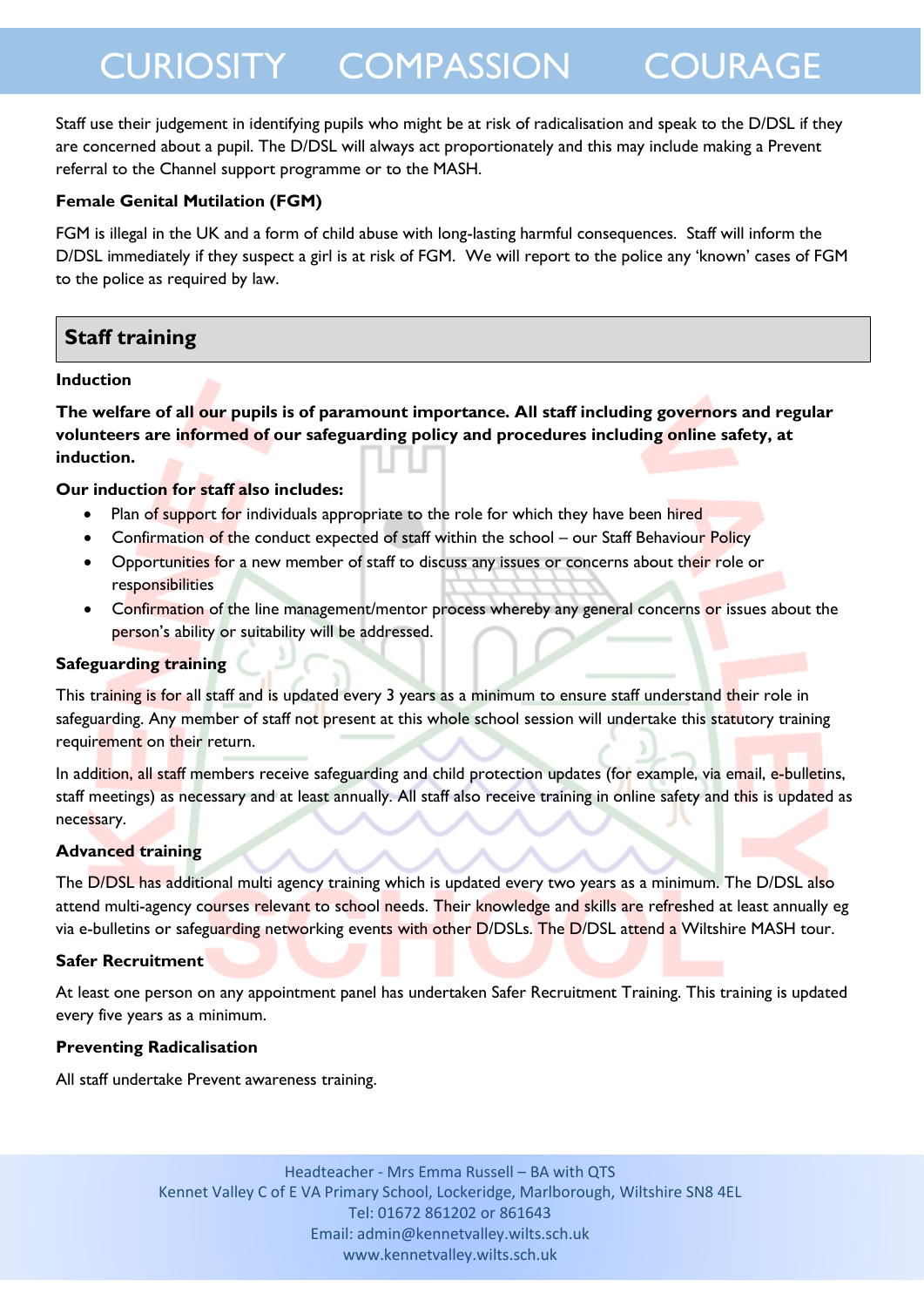Staff use their judgement in identifying pupils who might be at risk of radicalisation and speak to the D/DSL if they are concerned about a pupil. The D/DSL will always act proportionately and this may include making a Prevent referral to the Channel support programme or to the MASH.

**Female Genital Mutilation (FGM)**

FGM is illegal in the UK and a form of child abuse with long-lasting harmful consequences. Staff will inform the D/DSL immediately if they suspect a girl is at risk of FGM. We will report to the police any 'known' cases of FGM to the police as required by law.

## Staff training

**Induction**

**The welfare of all our pupils is of paramount importance. All staff including governors and regular volunteers are informed of our safeguarding policy and procedures including online safety, at induction.**

**Our induction for staff also includes:**

- Plan of support for individuals appropriate to the role for which they have been hired
- Confirmation of the conduct expected of staff within the school – our Staff Behaviour Policy
- Opportunities for a new member of staff to discuss any issues or concerns about their role or responsibilities
- Confirmation of the line management/mentor process whereby any general concerns or issues about the person's ability or suitability will be addressed.

**Safeguarding training**

This training is for all staff and is updated every 3 years as a minimum to ensure staff understand their role in safeguarding. Any member of staff not present at this whole school session will undertake this statutory training requirement on their return.

In addition, all staff members receive safeguarding and child protection updates (for example, via email, e-bulletins, staff meetings) as necessary and at least annually. All staff also receive training in online safety and this is updated as necessary.

**Advanced training**

The D/DSL has additional multi agency training which is updated every two years as a minimum. The D/DSL also attend multi-agency courses relevant to school needs. Their knowledge and skills are refreshed at least annually eg via e-bulletins or safeguarding networking events with other D/DSLs. The D/DSL attend a Wiltshire MASH tour.

**Safer Recruitment**

At least one person on any appointment panel has undertaken Safer Recruitment Training. This training is updated every five years as a minimum.

**Preventing Radicalisation**

All staff undertake Prevent awareness training.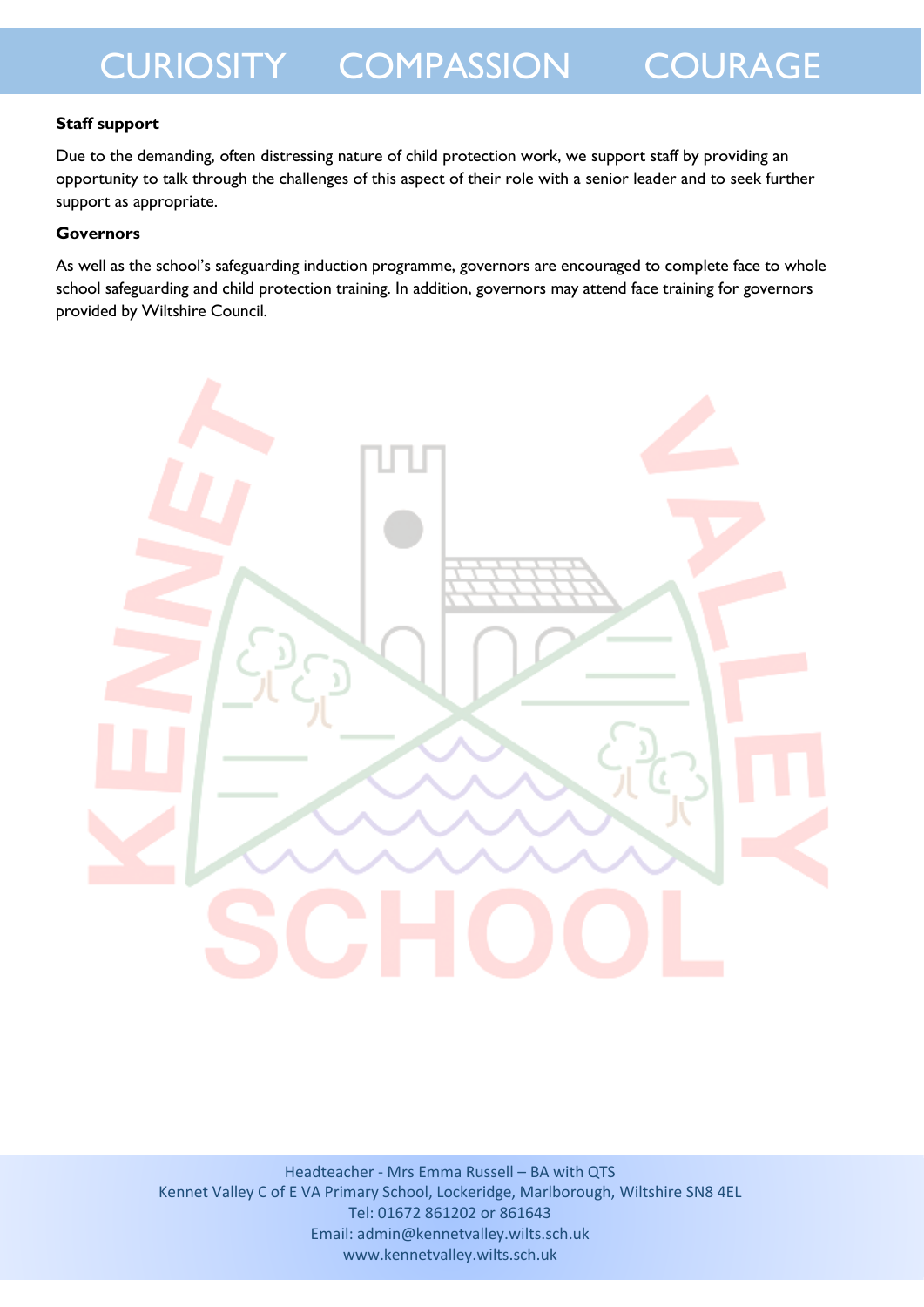**Staff support**

Due to the demanding, often distressing nature of child protection work, we support staff by providing an opportunity to talk through the challenges of this aspect of their role with a senior leader and to seek further support as appropriate.

**Governors**

As well as the school's safeguarding induction programme, governors are encouraged to complete face to whole school safeguarding and child protection training. In addition, governors may attend face training for governors provided by Wiltshire Council.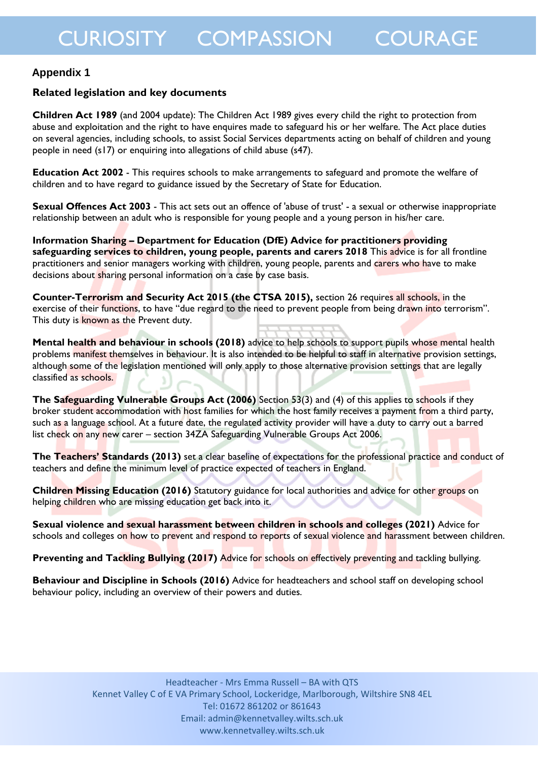## Appendix 1

### Related legislation and key documents

**Children Act 1989** (and 2004 update): The Children Act 1989 gives every child the right to protection from abuse and exploitation and the right to have enquires made to safeguard his or her welfare. The Act place duties on several agencies, including schools, to assist Social Services departments acting on behalf of children and young people in need (s17) or enquiring into allegations of child abuse (s47).

**Education Act 2002** - This requires schools to make arrangements to safeguard and promote the welfare of children and to have regard to guidance issued by the Secretary of State for Education.

**Sexual Offences Act 2003** - This act sets out an offence of 'abuse of trust' - a sexual or otherwise inappropriate relationship between an adult who is responsible for young people and a young person in his/her care.

**Information Sharing – Department for Education (DfE) Advice for practitioners providing safeguarding services to children, young people, parents and carers 2018** This advice is for all frontline practitioners and senior managers working with children, young people, parents and carers who have to make decisions about sharing personal information on a case by case basis.

**Counter-Terrorism and Security Act 2015 (the CTSA 2015),** section 26 requires all schools, in the exercise of their functions, to have "due regard to the need to prevent people from being drawn into terrorism". This duty is known as the Prevent duty.

**Mental health and behaviour in schools (2018)** advice to help schools to support pupils whose mental health problems manifest themselves in behaviour. It is also intended to be helpful to staff in alternative provision settings, although some of the legislation mentioned will only apply to those alternative provision settings that are legally classified as schools.

**The Safeguarding Vulnerable Groups Act (2006)** Section 53(3) and (4) of this applies to schools if they broker student accommodation with host families for which the host family receives a payment from a third party, such as a language school. At a future date, the regulated activity provider will have a duty to carry out a barred list check on any new carer – section 34ZA Safeguarding Vulnerable Groups Act 2006.

**The Teachers' Standards (2013)** set a clear baseline of expectations for the professional practice and conduct of teachers and define the minimum level of practice expected of teachers in England.

**Children Missing Education (2016)** Statutory guidance for local authorities and advice for other groups on helping children who are missing education get back into it.

**Sexual violence and sexual harassment between children in schools and colleges (2021)** Advice for schools and colleges on how to prevent and respond to reports of sexual violence and harassment between children.

**Preventing and Tackling Bullying (2017)** Advice for schools on effectively preventing and tackling bullying.

**Behaviour and Discipline in Schools (2016)** Advice for headteachers and school staff on developing school behaviour policy, including an overview of their powers and duties.